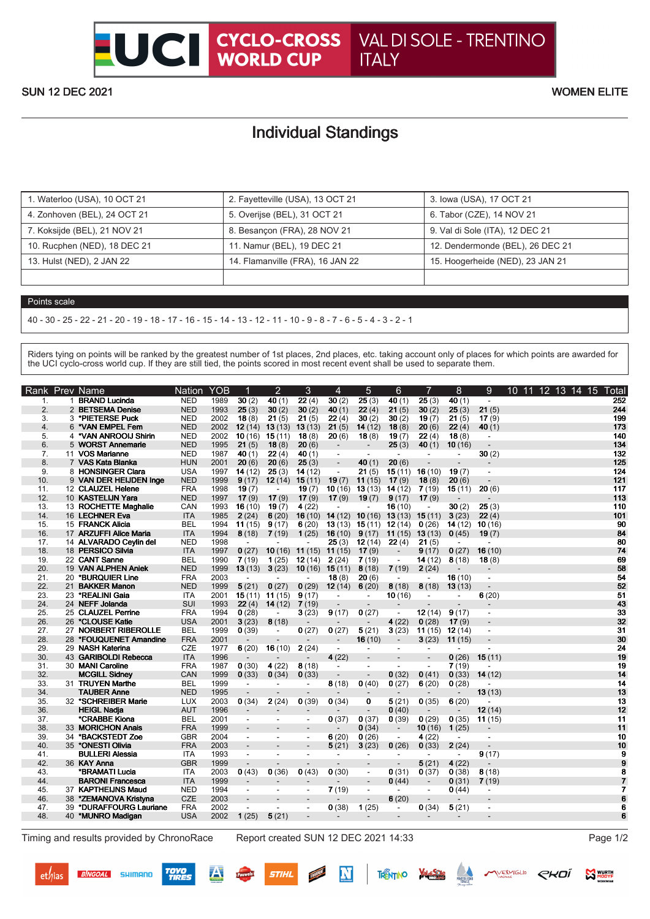UCI CYCLO-CROSS WORLD CUP — VAL DI SOLE - TRENTINO ITALY

SUN 12 DEC 2021 — WOMEN ELITE

# Individual Standings

| | | |
|---|---|---|
| 1. Waterloo (USA), 10 OCT 21 | 2. Fayetteville (USA), 13 OCT 21 | 3. Iowa (USA), 17 OCT 21 |
| 4. Zonhoven (BEL), 24 OCT 21 | 5. Overijse (BEL), 31 OCT 21 | 6. Tabor (CZE), 14 NOV 21 |
| 7. Koksijde (BEL), 21 NOV 21 | 8. Besançon (FRA), 28 NOV 21 | 9. Val di Sole (ITA), 12 DEC 21 |
| 10. Rucphen (NED), 18 DEC 21 | 11. Namur (BEL), 19 DEC 21 | 12. Dendermonde (BEL), 26 DEC 21 |
| 13. Hulst (NED), 2 JAN 22 | 14. Flamanville (FRA), 16 JAN 22 | 15. Hoogerheide (NED), 23 JAN 21 |

## Points scale

40 - 30 - 25 - 22 - 21 - 20 - 19 - 18 - 17 - 16 - 15 - 14 - 13 - 12 - 11 - 10 - 9 - 8 - 7 - 6 - 5 - 4 - 3 - 2 - 1

Riders tying on points will be ranked by the greatest number of 1st places, 2nd places, etc. taking account only of places for which points are awarded for the UCI cyclo-cross world cup. If they are still tied, the points scored in most recent event shall be used to separate them.

| Rank | Prev | Name | Nation | YOB | 1 | 2 | 3 | 4 | 5 | 6 | 7 | 8 | 9 | 10 | 11 | 12 | 13 | 14 | 15 | Total |
|---|---|---|---|---|---|---|---|---|---|---|---|---|---|---|---|---|---|---|---|---|
| 1. | 1 | BRAND Lucinda | NED | 1989 | 30 (2) | 40 (1) | 22 (4) | 30 (2) | 25 (3) | 40 (1) | 25 (3) | 40 (1) | - | | | | | | | 252 |
| 2. | 2 | BETSEMA Denise | NED | 1993 | 25 (3) | 30 (2) | 30 (2) | 40 (1) | 22 (4) | 21 (5) | 30 (2) | 25 (3) | 21 (5) | | | | | | | 244 |
| 3. | 3 | *PIETERSE Puck | NED | 2002 | 18 (8) | 21 (5) | 21 (5) | 22 (4) | 30 (2) | 30 (2) | 19 (7) | 21 (5) | 17 (9) | | | | | | | 199 |
| 4. | 6 | *VAN EMPEL Fem | NED | 2002 | 12 (14) | 13 (13) | 13 (13) | 21 (5) | 14 (12) | 18 (8) | 20 (6) | 22 (4) | 40 (1) | | | | | | | 173 |
| 5. | 4 | *VAN ANROOIJ Shirin | NED | 2002 | 10 (16) | 15 (11) | 18 (8) | 20 (6) | 18 (8) | 19 (7) | 22 (4) | 18 (8) | - | | | | | | | 140 |
| 6. | 5 | WORST Annemarie | NED | 1995 | 21 (5) | 18 (8) | 20 (6) | - | - | 25 (3) | 40 (1) | 10 (16) | - | | | | | | | 134 |
| 7. | 11 | VOS Marianne | NED | 1987 | 40 (1) | 22 (4) | 40 (1) | - | - | - | - | - | 30 (2) | | | | | | | 132 |
| 8. | 7 | VAS Kata Blanka | HUN | 2001 | 20 (6) | 20 (6) | 25 (3) | - | 40 (1) | 20 (6) | - | - | - | | | | | | | 125 |
| 9. | 8 | HONSINGER Clara | USA | 1997 | 14 (12) | 25 (3) | 14 (12) | - | 21 (5) | 15 (11) | 16 (10) | 19 (7) | - | | | | | | | 124 |
| 10. | 9 | VAN DER HEIJDEN Inge | NED | 1999 | 9 (17) | 12 (14) | 15 (11) | 19 (7) | 11 (15) | 17 (9) | 18 (8) | 20 (6) | - | | | | | | | 121 |
| 11. | 12 | CLAUZEL Helene | FRA | 1998 | 19 (7) | - | 19 (7) | 10 (16) | 13 (13) | 14 (12) | 7 (19) | 15 (11) | 20 (6) | | | | | | | 117 |
| 12. | 10 | KASTELIJN Yara | NED | 1997 | 17 (9) | 17 (9) | 17 (9) | 17 (9) | 19 (7) | 9 (17) | 17 (9) | - | - | | | | | | | 113 |
| 13. | 13 | ROCHETTE Maghalie | CAN | 1993 | 16 (10) | 19 (7) | 4 (22) | - | - | 16 (10) | - | 30 (2) | 25 (3) | | | | | | | 110 |
| 14. | 16 | LECHNER Eva | ITA | 1985 | 2 (24) | 6 (20) | 16 (10) | 14 (12) | 10 (16) | 13 (13) | 15 (11) | 3 (23) | 22 (4) | | | | | | | 101 |
| 15. | 15 | FRANCK Alicia | BEL | 1994 | 11 (15) | 9 (17) | 6 (20) | 13 (13) | 15 (11) | 12 (14) | 0 (26) | 14 (12) | 10 (16) | | | | | | | 90 |
| 16. | 17 | ARZUFFI Alice Maria | ITA | 1994 | 8 (18) | 7 (19) | 1 (25) | 16 (10) | 9 (17) | 11 (15) | 13 (13) | 0 (45) | 19 (7) | | | | | | | 84 |
| 17. | 14 | ALVARADO Ceylin del | NED | 1998 | - | - | - | 25 (3) | 12 (14) | 22 (4) | 21 (5) | - | - | | | | | | | 80 |
| 18. | 18 | PERSICO Silvia | ITA | 1997 | 0 (27) | 10 (16) | 11 (15) | 11 (15) | 17 (9) | - | 9 (17) | 0 (27) | 16 (10) | | | | | | | 74 |
| 19. | 22 | CANT Sanne | BEL | 1990 | 7 (19) | 1 (25) | 12 (14) | 2 (24) | 7 (19) | - | 14 (12) | 8 (18) | 18 (8) | | | | | | | 69 |
| 20. | 19 | VAN ALPHEN Aniek | NED | 1999 | 13 (13) | 3 (23) | 10 (16) | 15 (11) | 8 (18) | 7 (19) | 2 (24) | - | - | | | | | | | 58 |
| 21. | 20 | *BURQUIER Line | FRA | 2003 | - | - | - | 18 (8) | 20 (6) | - | - | 16 (10) | - | | | | | | | 54 |
| 22. | 21 | BAKKER Manon | NED | 1999 | 5 (21) | 0 (27) | 0 (29) | 12 (14) | 6 (20) | 8 (18) | 8 (18) | 13 (13) | - | | | | | | | 52 |
| 23. | 23 | *REALINI Gaia | ITA | 2001 | 15 (11) | 11 (15) | 9 (17) | - | - | 10 (16) | - | - | 6 (20) | | | | | | | 51 |
| 24. | 24 | NEFF Jolanda | SUI | 1993 | 22 (4) | 14 (12) | 7 (19) | - | - | - | - | - | - | | | | | | | 43 |
| 25. | 25 | CLAUZEL Perrine | FRA | 1994 | 0 (28) | - | 3 (23) | 9 (17) | 0 (27) | - | 12 (14) | 9 (17) | - | | | | | | | 33 |
| 26. | 26 | *CLOUSE Katie | USA | 2001 | 3 (23) | 8 (18) | - | - | - | 4 (22) | 0 (28) | 17 (9) | - | | | | | | | 32 |
| 27. | 27 | NORBERT RIBEROLLE | BEL | 1999 | 0 (39) | - | 0 (27) | 0 (27) | 5 (21) | 3 (23) | 11 (15) | 12 (14) | - | | | | | | | 31 |
| 28. | 28 | *FOUQUENET Amandine | FRA | 2001 | - | - | - | - | 16 (10) | - | 3 (23) | 11 (15) | - | | | | | | | 30 |
| 29. | 29 | NASH Katerina | CZE | 1977 | 6 (20) | 16 (10) | 2 (24) | - | - | - | - | - | - | | | | | | | 24 |
| 30. | 43 | GARIBOLDI Rebecca | ITA | 1996 | - | - | - | 4 (22) | - | - | - | 0 (26) | 15 (11) | | | | | | | 19 |
| 31. | 30 | MANI Caroline | FRA | 1987 | 0 (30) | 4 (22) | 8 (18) | - | - | - | - | 7 (19) | - | | | | | | | 19 |
| 32. | | MCGILL Sidney | CAN | 1999 | 0 (33) | 0 (34) | 0 (33) | - | - | 0 (32) | 0 (41) | 0 (33) | 14 (12) | | | | | | | 14 |
| 33. | 31 | TRUYEN Marthe | BEL | 1999 | - | - | - | 8 (18) | 0 (40) | 0 (27) | 6 (20) | 0 (28) | - | | | | | | | 14 |
| 34. | | TAUBER Anne | NED | 1995 | - | - | - | - | - | - | - | - | 13 (13) | | | | | | | 13 |
| 35. | 32 | *SCHREIBER Marie | LUX | 2003 | 0 (34) | 2 (24) | 0 (39) | 0 (34) | 0 | 5 (21) | 0 (35) | 6 (20) | - | | | | | | | 13 |
| 36. | | HEIGL Nadja | AUT | 1996 | - | - | - | - | - | 0 (40) | - | - | 12 (14) | | | | | | | 12 |
| 37. | | *CRABBE Kiona | BEL | 2001 | - | - | - | 0 (37) | 0 (37) | 0 (39) | 0 (29) | 0 (35) | 11 (15) | | | | | | | 11 |
| 38. | 33 | MORICHON Anais | FRA | 1999 | - | - | - | - | 0 (34) | - | 10 (16) | 1 (25) | - | | | | | | | 11 |
| 39. | 34 | *BACKSTEDT Zoe | GBR | 2004 | - | - | - | 6 (20) | 0 (26) | - | 4 (22) | - | - | | | | | | | 10 |
| 40. | 35 | *ONESTI Olivia | FRA | 2003 | - | - | - | 5 (21) | 3 (23) | 0 (26) | 0 (33) | 2 (24) | - | | | | | | | 10 |
| 41. | | BULLERI Alessia | ITA | 1993 | - | - | - | - | - | - | - | - | 9 (17) | | | | | | | 9 |
| 42. | 36 | KAY Anna | GBR | 1999 | - | - | - | - | - | - | 5 (21) | 4 (22) | - | | | | | | | 9 |
| 43. | | *BRAMATI Lucia | ITA | 2003 | 0 (43) | 0 (36) | 0 (43) | 0 (30) | - | 0 (31) | 0 (37) | 0 (38) | 8 (18) | | | | | | | 8 |
| 44. | | BARONI Francesca | ITA | 1999 | - | - | - | - | - | 0 (44) | - | 0 (31) | 7 (19) | | | | | | | 7 |
| 45. | 37 | KAPTHEIJNS Maud | NED | 1994 | - | - | - | 7 (19) | - | - | - | 0 (44) | - | | | | | | | 7 |
| 46. | 38 | *ZEMANOVA Kristyna | CZE | 2003 | - | - | - | - | - | 6 (20) | - | - | - | | | | | | | 6 |
| 47. | 39 | *DURAFFOURG Lauriane | FRA | 2002 | - | - | - | 0 (38) | 1 (25) | - | 0 (34) | 5 (21) | - | | | | | | | 6 |
| 48. | 40 | *MUNRO Madigan | USA | 2002 | 1 (25) | 5 (21) | - | - | - | - | - | - | - | | | | | | | 6 |

Timing and results provided by ChronoRace — Report created SUN 12 DEC 2021 14:33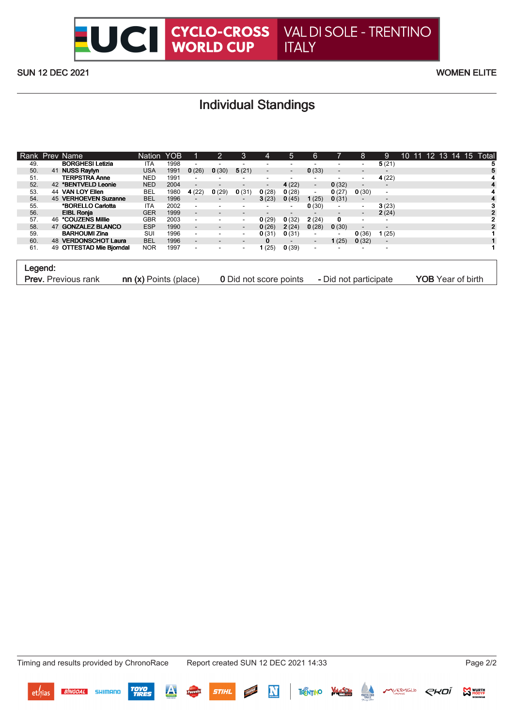SUN 12 DEC 2021 WOMEN ELITE

# Individual Standings

| Rank | Prev | Name | Nation | YOB | 1 | 2 | 3 | 4 | 5 | 6 | 7 | 8 | 9 | 10 | 11 | 12 | 13 | 14 | 15 | Total |
|---|---|---|---|---|---|---|---|---|---|---|---|---|---|---|---|---|---|---|---|---|
| 49. | | **BORGHESI Letizia** | ITA | 1998 | - | - | - | - | - | - | - | - | **5** (21) | | | | | | | **5** |
| 50. | 41 | **NUSS Raylyn** | USA | 1991 | **0** (26) | **0** (30) | **5** (21) | - | - | **0** (33) | - | - | - | | | | | | | **5** |
| 51. | | **TERPSTRA Anne** | NED | 1991 | - | - | - | - | - | - | - | - | **4** (22) | | | | | | | **4** |
| 52. | 42 | **\*BENTVELD Leonie** | NED | 2004 | - | - | - | - | **4** (22) | - | **0** (32) | - | - | | | | | | | **4** |
| 53. | 44 | **VAN LOY Ellen** | BEL | 1980 | **4** (22) | **0** (29) | **0** (31) | **0** (28) | **0** (28) | - | **0** (27) | **0** (30) | - | | | | | | | **4** |
| 54. | 45 | **VERHOEVEN Suzanne** | BEL | 1996 | - | - | - | **3** (23) | **0** (45) | **1** (25) | **0** (31) | - | - | | | | | | | **4** |
| 55. | | **\*BORELLO Carlotta** | ITA | 2002 | - | - | - | - | - | **0** (30) | - | - | **3** (23) | | | | | | | **3** |
| 56. | | **EIBL Ronja** | GER | 1999 | - | - | - | - | - | - | - | - | **2** (24) | | | | | | | **2** |
| 57. | 46 | **\*COUZENS Millie** | GBR | 2003 | - | - | - | **0** (29) | **0** (32) | **2** (24) | **0** | - | - | | | | | | | **2** |
| 58. | 47 | **GONZALEZ BLANCO** | ESP | 1990 | - | - | - | **0** (26) | **2** (24) | **0** (28) | **0** (30) | - | - | | | | | | | **2** |
| 59. | | **BARHOUMI Zina** | SUI | 1996 | - | - | - | **0** (31) | **0** (31) | - | - | **0** (36) | **1** (25) | | | | | | | **1** |
| 60. | 48 | **VERDONSCHOT Laura** | BEL | 1996 | - | - | - | **0** | - | - | **1** (25) | **0** (32) | - | | | | | | | **1** |
| 61. | 49 | **OTTESTAD Mie Bjorndal** | NOR | 1997 | - | - | - | **1** (25) | **0** (39) | - | - | - | - | | | | | | | **1** |

Legend:
**Prev.** Previous rank **nn (x)** Points (place) **0** Did not score points **-** Did not participate **YOB** Year of birth

Timing and results provided by ChronoRace Report created SUN 12 DEC 2021 14:33